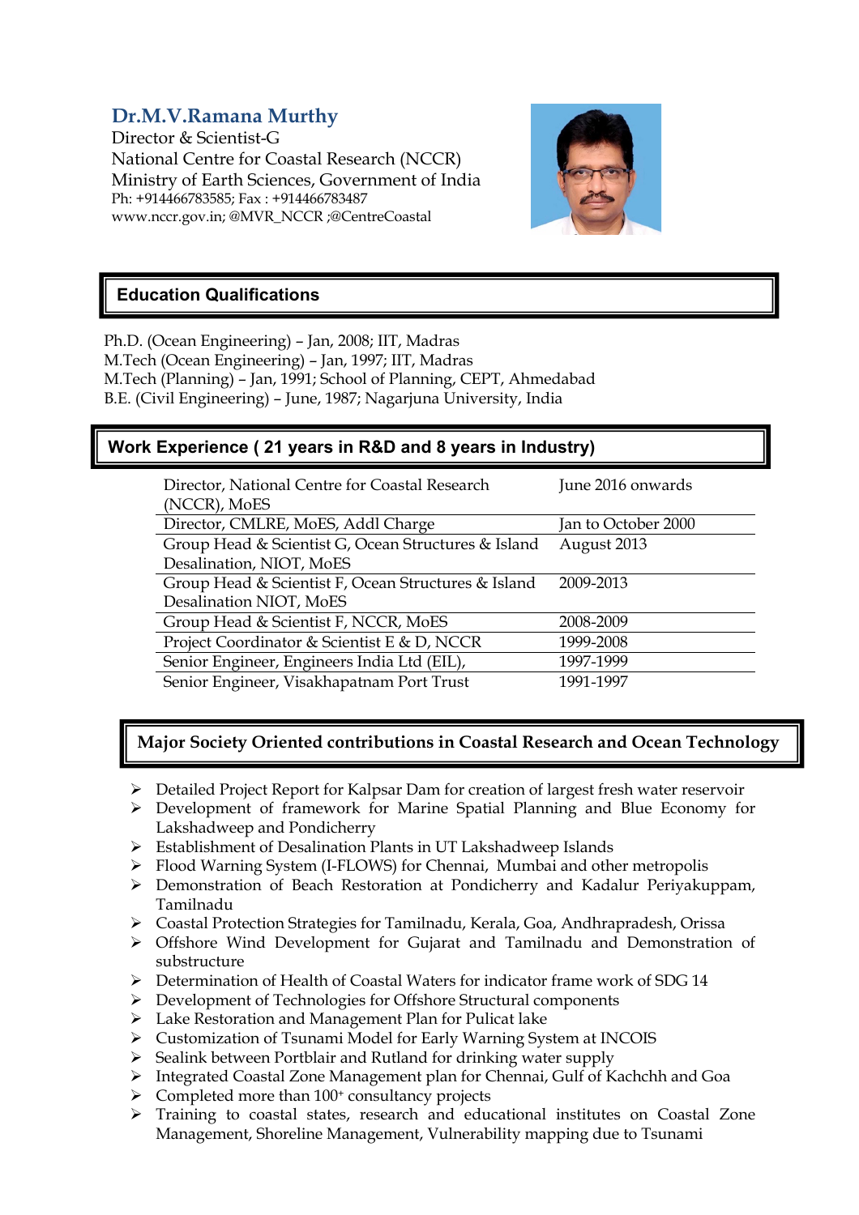# Dr.M.V.Ramana Murthy

Director & Scientist-G
National Centre for Coastal Research (NCCR)
Ministry of Earth Sciences, Government of India
Ph: +9144667835​85; Fax : +914466783487
www.nccr.gov.in; @MVR_NCCR ;@CentreCoastal

## Education Qualifications

Ph.D. (Ocean Engineering) – Jan, 2008; IIT, Madras
M.Tech (Ocean Engineering) – Jan, 1997; IIT, Madras
M.Tech (Planning) – Jan, 1991; School of Planning, CEPT, Ahmedabad
B.E. (Civil Engineering) – June, 1987; Nagarjuna University, India

## Work Experience ( 21 years in R&D and 8 years in Industry)

| | |
|---|---|
| Director, National Centre for Coastal Research (NCCR), MoES | June 2016 onwards |
| Director, CMLRE, MoES, Addl Charge | Jan to October 2000 |
| Group Head & Scientist G, Ocean Structures & Island Desalination, NIOT, MoES | August 2013 |
| Group Head & Scientist F, Ocean Structures & Island Desalination NIOT, MoES | 2009-2013 |
| Group Head & Scientist F, NCCR, MoES | 2008-2009 |
| Project Coordinator & Scientist E & D, NCCR | 1999-2008 |
| Senior Engineer, Engineers India Ltd (EIL), | 1997-1999 |
| Senior Engineer, Visakhapatnam Port Trust | 1991-1997 |

## Major Society Oriented contributions in Coastal Research and Ocean Technology

- Detailed Project Report for Kalpsar Dam for creation of largest fresh water reservoir
- Development of framework for Marine Spatial Planning and Blue Economy for Lakshadweep and Pondicherry
- Establishment of Desalination Plants in UT Lakshadweep Islands
- Flood Warning System (I-FLOWS) for Chennai, Mumbai and other metropolis
- Demonstration of Beach Restoration at Pondicherry and Kadalur Periyakuppam, Tamilnadu
- Coastal Protection Strategies for Tamilnadu, Kerala, Goa, Andhrapradesh, Orissa
- Offshore Wind Development for Gujarat and Tamilnadu and Demonstration of substructure
- Determination of Health of Coastal Waters for indicator frame work of SDG 14
- Development of Technologies for Offshore Structural components
- Lake Restoration and Management Plan for Pulicat lake
- Customization of Tsunami Model for Early Warning System at INCOIS
- Sealink between Portblair and Rutland for drinking water supply
- Integrated Coastal Zone Management plan for Chennai, Gulf of Kachchh and Goa
- Completed more than 100+ consultancy projects
- Training to coastal states, research and educational institutes on Coastal Zone Management, Shoreline Management, Vulnerability mapping due to Tsunami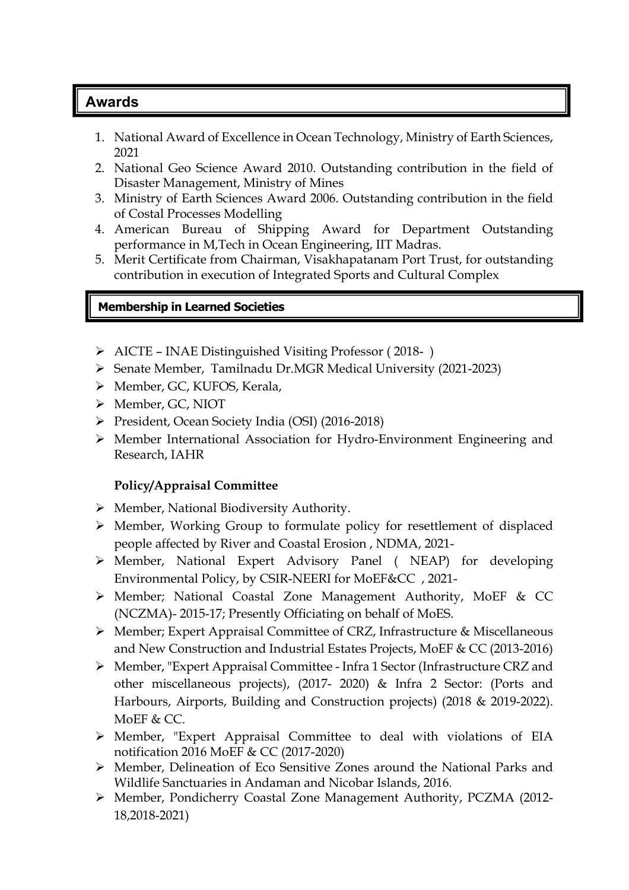## Awards

1. National Award of Excellence in Ocean Technology, Ministry of Earth Sciences, 2021
2. National Geo Science Award 2010. Outstanding contribution in the field of Disaster Management, Ministry of Mines
3. Ministry of Earth Sciences Award 2006. Outstanding contribution in the field of Costal Processes Modelling
4. American Bureau of Shipping Award for Department Outstanding performance in M,Tech in Ocean Engineering, IIT Madras.
5. Merit Certificate from Chairman, Visakhapatanam Port Trust, for outstanding contribution in execution of Integrated Sports and Cultural Complex

## Membership in Learned Societies

- AICTE – INAE Distinguished Visiting Professor ( 2018- )
- Senate Member, Tamilnadu Dr.MGR Medical University (2021-2023)
- Member, GC, KUFOS, Kerala,
- Member, GC, NIOT
- President, Ocean Society India (OSI) (2016-2018)
- Member International Association for Hydro-Environment Engineering and Research, IAHR

### Policy/Appraisal Committee

- Member, National Biodiversity Authority.
- Member, Working Group to formulate policy for resettlement of displaced people affected by River and Coastal Erosion , NDMA, 2021-
- Member, National Expert Advisory Panel ( NEAP) for developing Environmental Policy, by CSIR-NEERI for MoEF&CC , 2021-
- Member; National Coastal Zone Management Authority, MoEF & CC (NCZMA)- 2015-17; Presently Officiating on behalf of MoES.
- Member; Expert Appraisal Committee of CRZ, Infrastructure & Miscellaneous and New Construction and Industrial Estates Projects, MoEF & CC (2013-2016)
- Member, "Expert Appraisal Committee - Infra 1 Sector (Infrastructure CRZ and other miscellaneous projects), (2017- 2020) & Infra 2 Sector: (Ports and Harbours, Airports, Building and Construction projects) (2018 & 2019-2022). MoEF & CC.
- Member, "Expert Appraisal Committee to deal with violations of EIA notification 2016 MoEF & CC (2017-2020)
- Member, Delineation of Eco Sensitive Zones around the National Parks and Wildlife Sanctuaries in Andaman and Nicobar Islands, 2016.
- Member, Pondicherry Coastal Zone Management Authority, PCZMA (2012-18,2018-2021)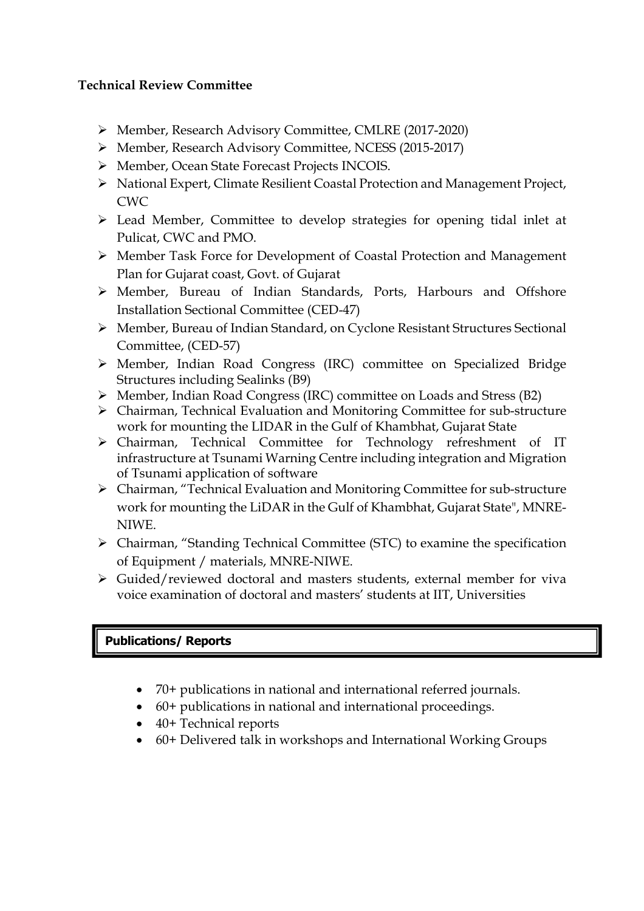**Technical Review Committee**

- Member, Research Advisory Committee, CMLRE (2017-2020)
- Member, Research Advisory Committee, NCESS (2015-2017)
- Member, Ocean State Forecast Projects INCOIS.
- National Expert, Climate Resilient Coastal Protection and Management Project, CWC
- Lead Member, Committee to develop strategies for opening tidal inlet at Pulicat, CWC and PMO.
- Member Task Force for Development of Coastal Protection and Management Plan for Gujarat coast, Govt. of Gujarat
- Member, Bureau of Indian Standards, Ports, Harbours and Offshore Installation Sectional Committee (CED-47)
- Member, Bureau of Indian Standard, on Cyclone Resistant Structures Sectional Committee, (CED-57)
- Member, Indian Road Congress (IRC) committee on Specialized Bridge Structures including Sealinks (B9)
- Member, Indian Road Congress (IRC) committee on Loads and Stress (B2)
- Chairman, Technical Evaluation and Monitoring Committee for sub-structure work for mounting the LIDAR in the Gulf of Khambhat, Gujarat State
- Chairman, Technical Committee for Technology refreshment of IT infrastructure at Tsunami Warning Centre including integration and Migration of Tsunami application of software
- Chairman, "Technical Evaluation and Monitoring Committee for sub-structure work for mounting the LiDAR in the Gulf of Khambhat, Gujarat State", MNRE-NIWE.
- Chairman, "Standing Technical Committee (STC) to examine the specification of Equipment / materials, MNRE-NIWE.
- Guided/reviewed doctoral and masters students, external member for viva voice examination of doctoral and masters' students at IIT, Universities

**Publications/ Reports**

- 70+ publications in national and international referred journals.
- 60+ publications in national and international proceedings.
- 40+ Technical reports
- 60+ Delivered talk in workshops and International Working Groups